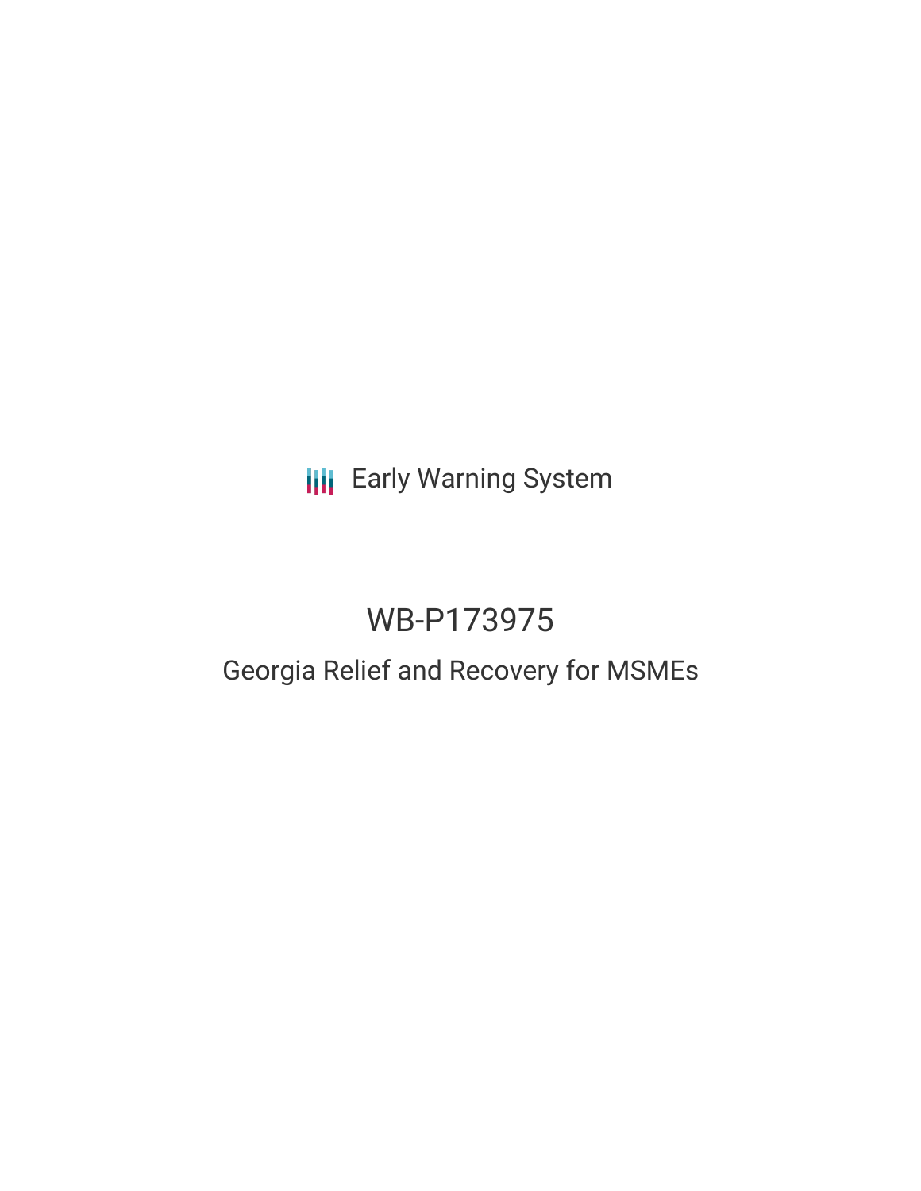Early Warning System

# WB-P173975

## Georgia Relief and Recovery for MSMEs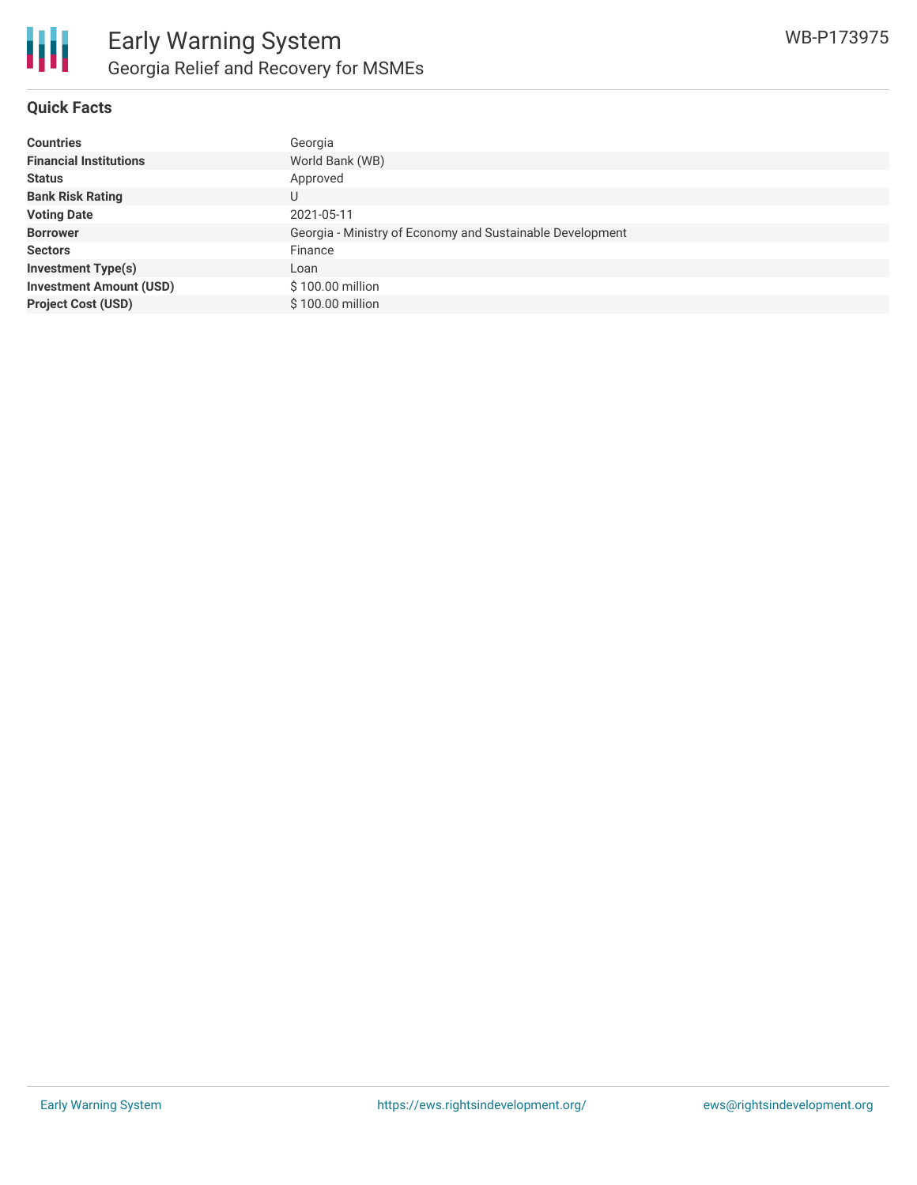## Quick Facts

| | |
|---|---|
| **Countries** | Georgia |
| **Financial Institutions** | World Bank (WB) |
| **Status** | Approved |
| **Bank Risk Rating** | U |
| **Voting Date** | 2021-05-11 |
| **Borrower** | Georgia - Ministry of Economy and Sustainable Development |
| **Sectors** | Finance |
| **Investment Type(s)** | Loan |
| **Investment Amount (USD)** | $ 100.00 million |
| **Project Cost (USD)** | $ 100.00 million |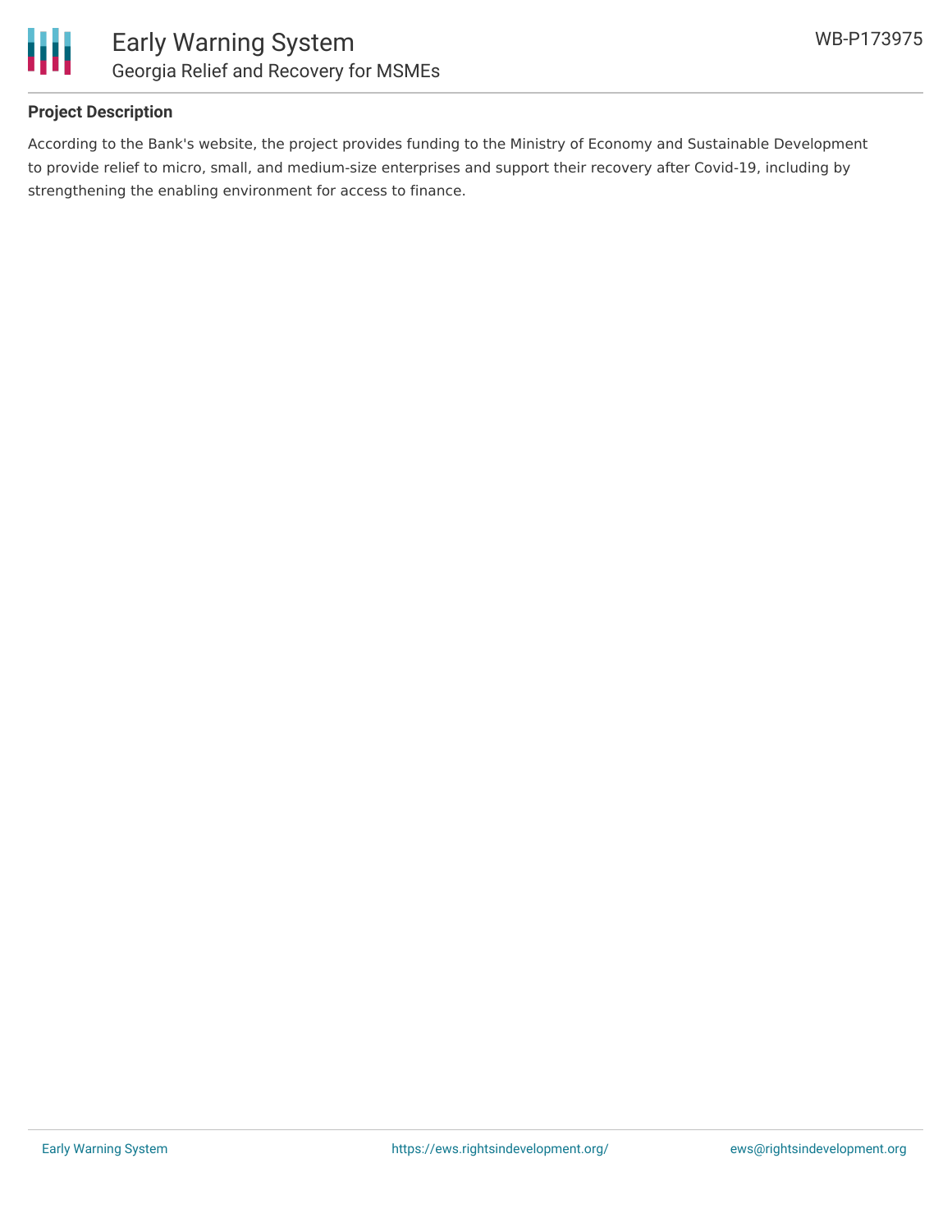## Project Description

According to the Bank's website, the project provides funding to the Ministry of Economy and Sustainable Development to provide relief to micro, small, and medium-size enterprises and support their recovery after Covid-19, including by strengthening the enabling environment for access to finance.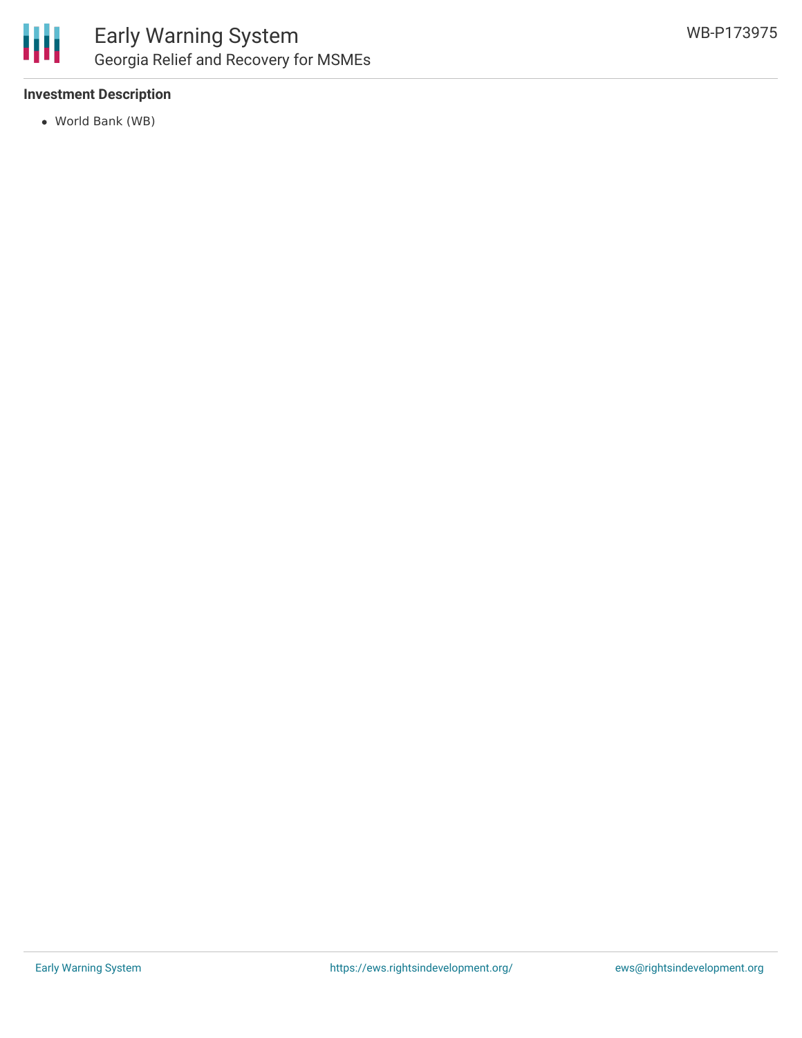### Investment Description

- World Bank (WB)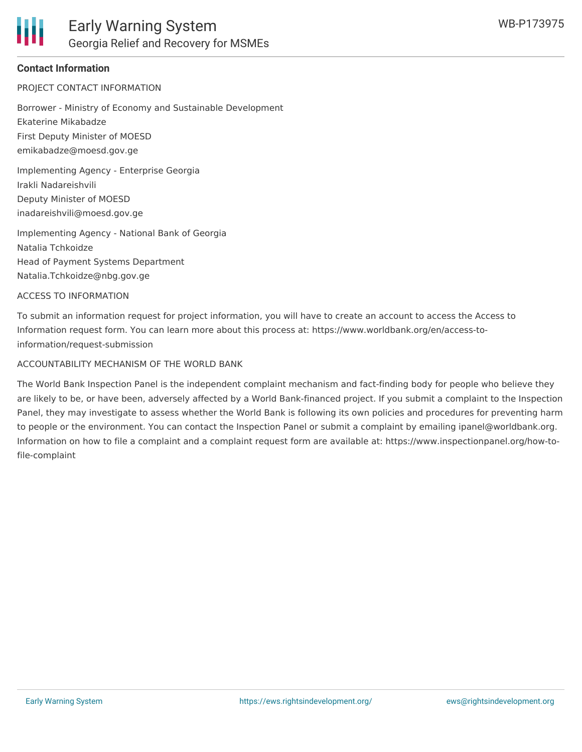**Contact Information**

PROJECT CONTACT INFORMATION

Borrower - Ministry of Economy and Sustainable Development
Ekaterine Mikabadze
First Deputy Minister of MOESD
emikabadze@moesd.gov.ge

Implementing Agency - Enterprise Georgia
Irakli Nadareishvili
Deputy Minister of MOESD
inadareishvili@moesd.gov.ge

Implementing Agency - National Bank of Georgia
Natalia Tchkoidze
Head of Payment Systems Department
Natalia.Tchkoidze@nbg.gov.ge

ACCESS TO INFORMATION

To submit an information request for project information, you will have to create an account to access the Access to Information request form. You can learn more about this process at: https://www.worldbank.org/en/access-to-information/request-submission

ACCOUNTABILITY MECHANISM OF THE WORLD BANK

The World Bank Inspection Panel is the independent complaint mechanism and fact-finding body for people who believe they are likely to be, or have been, adversely affected by a World Bank-financed project. If you submit a complaint to the Inspection Panel, they may investigate to assess whether the World Bank is following its own policies and procedures for preventing harm to people or the environment. You can contact the Inspection Panel or submit a complaint by emailing ipanel@worldbank.org. Information on how to file a complaint and a complaint request form are available at: https://www.inspectionpanel.org/how-to-file-complaint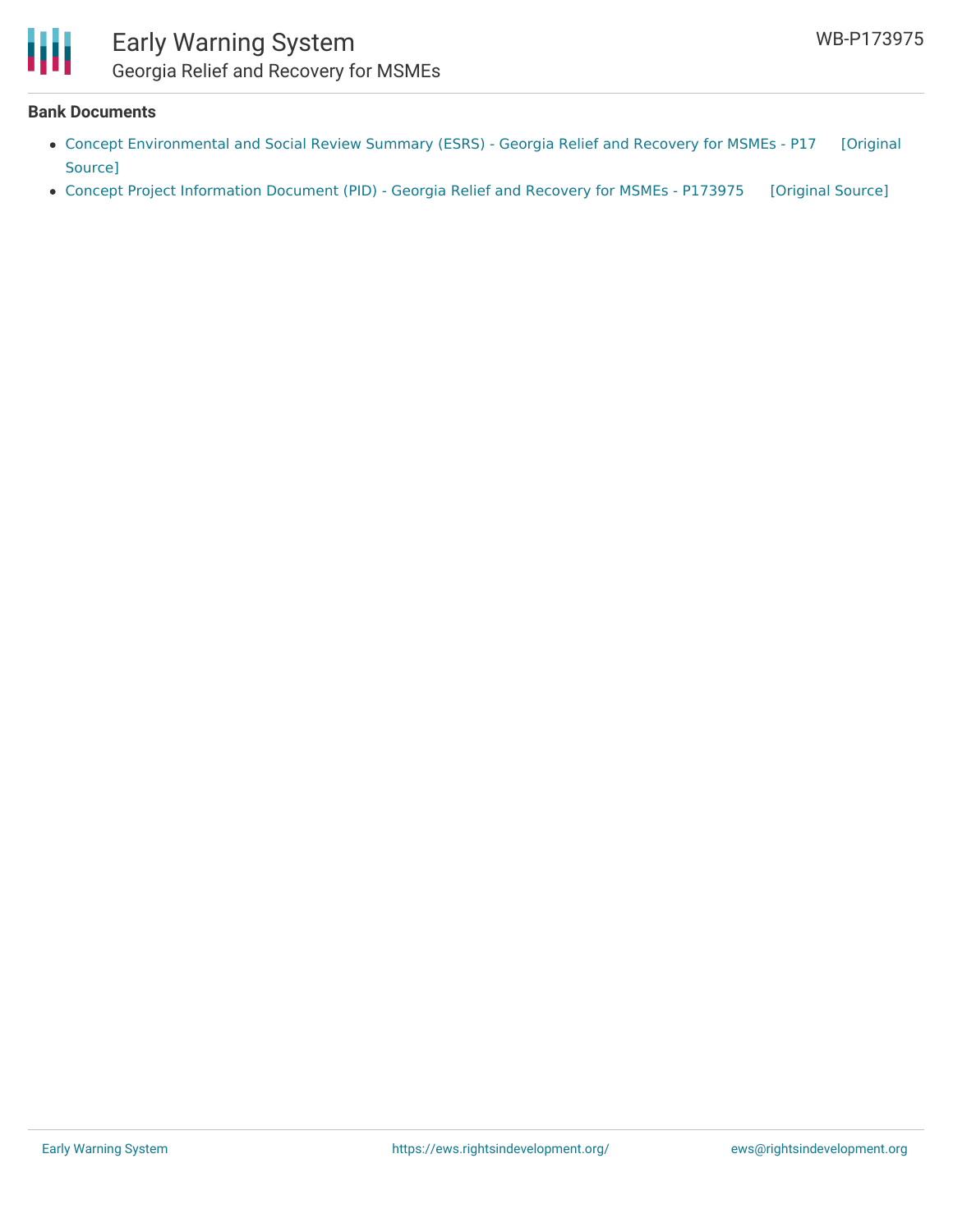**Bank Documents**

- Concept Environmental and Social Review Summary (ESRS) - Georgia Relief and Recovery for MSMEs - P17 [Original Source]
- Concept Project Information Document (PID) - Georgia Relief and Recovery for MSMEs - P173975 [Original Source]